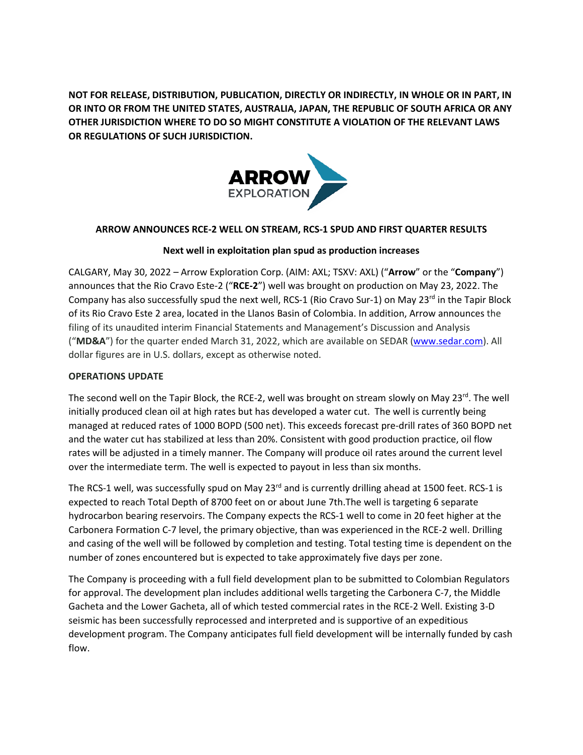**NOT FOR RELEASE, DISTRIBUTION, PUBLICATION, DIRECTLY OR INDIRECTLY, IN WHOLE OR IN PART, IN OR INTO OR FROM THE UNITED STATES, AUSTRALIA, JAPAN, THE REPUBLIC OF SOUTH AFRICA OR ANY OTHER JURISDICTION WHERE TO DO SO MIGHT CONSTITUTE A VIOLATION OF THE RELEVANT LAWS OR REGULATIONS OF SUCH JURISDICTION.**

ARROW EXPLORATION

# ARROW ANNOUNCES RCE-2 WELL ON STREAM, RCS-1 SPUD AND FIRST QUARTER RESULTS

## Next well in exploitation plan spud as production increases

CALGARY, May 30, 2022 – Arrow Exploration Corp. (AIM: AXL; TSXV: AXL) ("**Arrow**" or the "**Company**") announces that the Rio Cravo Este-2 ("**RCE-2**") well was brought on production on May 23, 2022. The Company has also successfully spud the next well, RCS-1 (Rio Cravo Sur-1) on May 23rd in the Tapir Block of its Rio Cravo Este 2 area, located in the Llanos Basin of Colombia. In addition, Arrow announces the filing of its unaudited interim Financial Statements and Management's Discussion and Analysis ("**MD&A**") for the quarter ended March 31, 2022, which are available on SEDAR (www.sedar.com). All dollar figures are in U.S. dollars, except as otherwise noted.

**OPERATIONS UPDATE**

The second well on the Tapir Block, the RCE-2, well was brought on stream slowly on May 23rd. The well initially produced clean oil at high rates but has developed a water cut. The well is currently being managed at reduced rates of 1000 BOPD (500 net). This exceeds forecast pre-drill rates of 360 BOPD net and the water cut has stabilized at less than 20%. Consistent with good production practice, oil flow rates will be adjusted in a timely manner. The Company will produce oil rates around the current level over the intermediate term. The well is expected to payout in less than six months.

The RCS-1 well, was successfully spud on May 23rd and is currently drilling ahead at 1500 feet. RCS-1 is expected to reach Total Depth of 8700 feet on or about June 7th.The well is targeting 6 separate hydrocarbon bearing reservoirs. The Company expects the RCS-1 well to come in 20 feet higher at the Carbonera Formation C-7 level, the primary objective, than was experienced in the RCE-2 well. Drilling and casing of the well will be followed by completion and testing. Total testing time is dependent on the number of zones encountered but is expected to take approximately five days per zone.

The Company is proceeding with a full field development plan to be submitted to Colombian Regulators for approval. The development plan includes additional wells targeting the Carbonera C-7, the Middle Gacheta and the Lower Gacheta, all of which tested commercial rates in the RCE-2 Well. Existing 3-D seismic has been successfully reprocessed and interpreted and is supportive of an expeditious development program. The Company anticipates full field development will be internally funded by cash flow.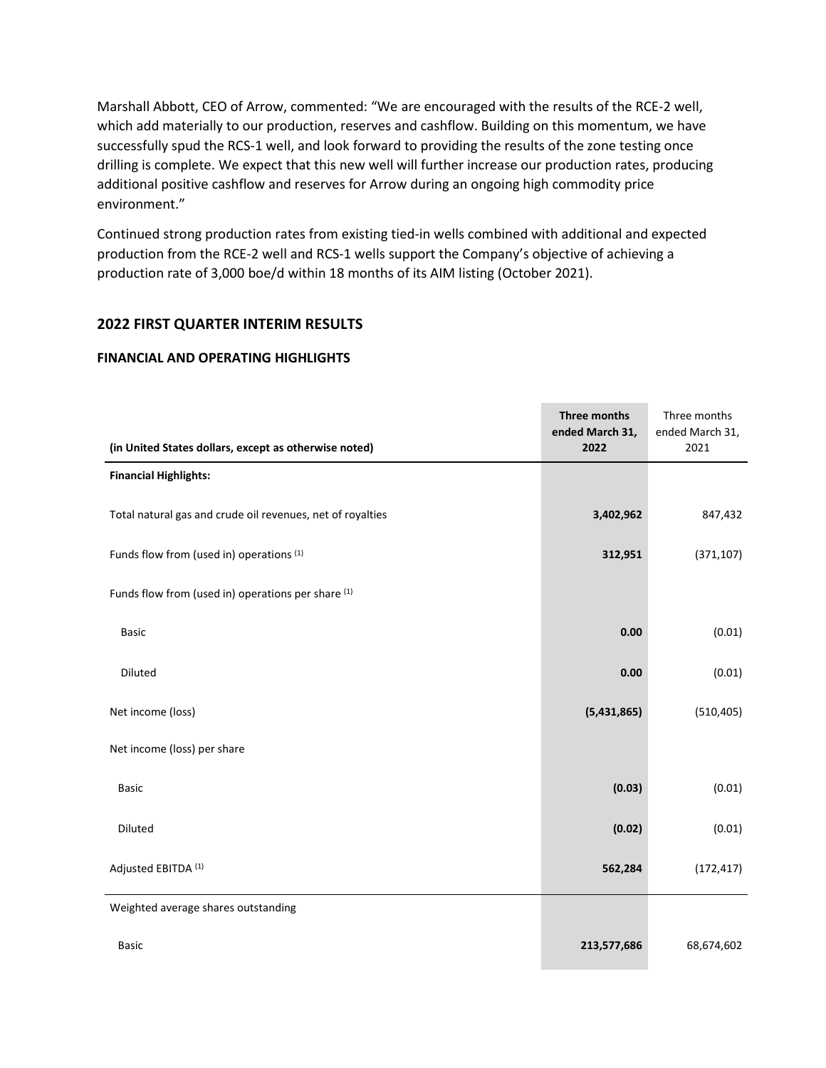Marshall Abbott, CEO of Arrow, commented: "We are encouraged with the results of the RCE-2 well, which add materially to our production, reserves and cashflow. Building on this momentum, we have successfully spud the RCS-1 well, and look forward to providing the results of the zone testing once drilling is complete. We expect that this new well will further increase our production rates, producing additional positive cashflow and reserves for Arrow during an ongoing high commodity price environment."

Continued strong production rates from existing tied-in wells combined with additional and expected production from the RCE-2 well and RCS-1 wells support the Company's objective of achieving a production rate of 3,000 boe/d within 18 months of its AIM listing (October 2021).

## 2022 FIRST QUARTER INTERIM RESULTS

### FINANCIAL AND OPERATING HIGHLIGHTS

| (in United States dollars, except as otherwise noted) | Three months ended March 31, 2022 | Three months ended March 31, 2021 |
|---|---|---|
| **Financial Highlights:** | | |
| Total natural gas and crude oil revenues, net of royalties | **3,402,962** | 847,432 |
| Funds flow from (used in) operations [(1)] | **312,951** | (371,107) |
| Funds flow from (used in) operations per share [(1)] | | |
| Basic | **0.00** | (0.01) |
| Diluted | **0.00** | (0.01) |
| Net income (loss) | **(5,431,865)** | (510,405) |
| Net income (loss) per share | | |
| Basic | **(0.03)** | (0.01) |
| Diluted | **(0.02)** | (0.01) |
| Adjusted EBITDA [(1)] | **562,284** | (172,417) |
| Weighted average shares outstanding | | |
| Basic | **213,577,686** | 68,674,602 |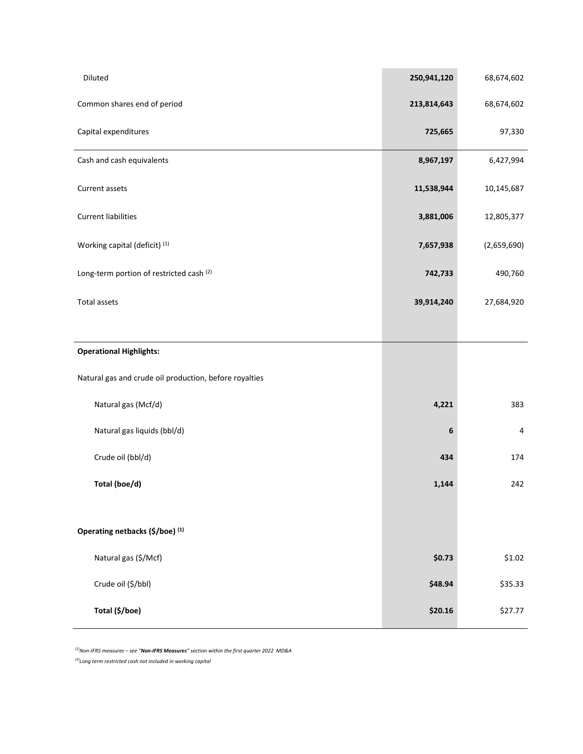| | | |
|---|---|---|
| Diluted | **250,941,120** | 68,674,602 |
| Common shares end of period | **213,814,643** | 68,674,602 |
| Capital expenditures | **725,665** | 97,330 |
| Cash and cash equivalents | **8,967,197** | 6,427,994 |
| Current assets | **11,538,944** | 10,145,687 |
| Current liabilities | **3,881,006** | 12,805,377 |
| Working capital (deficit) [1] | **7,657,938** | (2,659,690) |
| Long-term portion of restricted cash [2] | **742,733** | 490,760 |
| Total assets | **39,914,240** | 27,684,920 |
| | | |
| **Operational Highlights:** | | |
| Natural gas and crude oil production, before royalties | | |
| Natural gas (Mcf/d) | **4,221** | 383 |
| Natural gas liquids (bbl/d) | **6** | 4 |
| Crude oil (bbl/d) | **434** | 174 |
| **Total (boe/d)** | **1,144** | 242 |
| | | |
| **Operating netbacks ($/boe) [1]** | | |
| Natural gas ($/Mcf) | **$0.73** | $1.02 |
| Crude oil ($/bbl) | **$48.94** | $35.33 |
| **Total ($/boe)** | **$20.16** | $27.77 |

*[1]Non-IFRS measures – see "**Non-IFRS Measures**" section within the first quarter 2022 MD&A*

*[2]Long term restricted cash not included in working capital*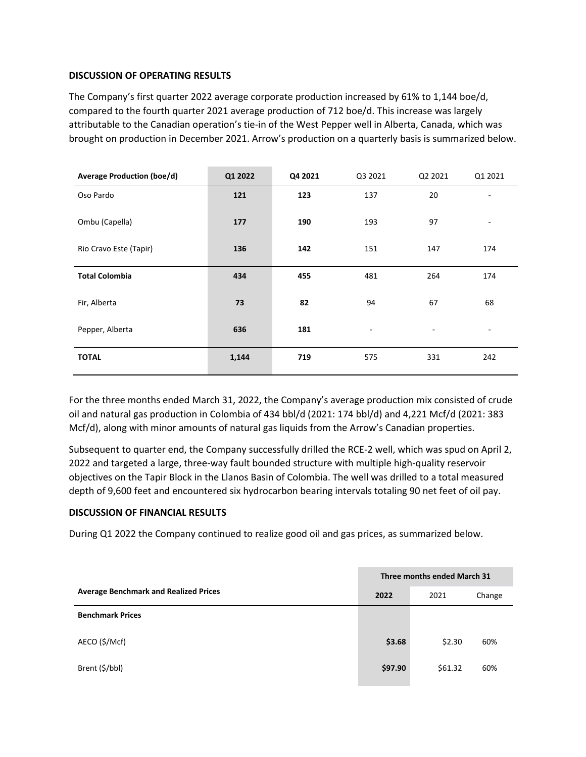### DISCUSSION OF OPERATING RESULTS

The Company's first quarter 2022 average corporate production increased by 61% to 1,144 boe/d, compared to the fourth quarter 2021 average production of 712 boe/d. This increase was largely attributable to the Canadian operation's tie-in of the West Pepper well in Alberta, Canada, which was brought on production in December 2021. Arrow's production on a quarterly basis is summarized below.

| Average Production (boe/d) | Q1 2022 | Q4 2021 | Q3 2021 | Q2 2021 | Q1 2021 |
|---|---|---|---|---|---|
| Oso Pardo | **121** | **123** | 137 | 20 | - |
| Ombu (Capella) | **177** | **190** | 193 | 97 | - |
| Rio Cravo Este (Tapir) | **136** | **142** | 151 | 147 | 174 |
| **Total Colombia** | **434** | **455** | 481 | 264 | 174 |
| Fir, Alberta | **73** | **82** | 94 | 67 | 68 |
| Pepper, Alberta | **636** | **181** | - | - | - |
| **TOTAL** | **1,144** | **719** | 575 | 331 | 242 |

For the three months ended March 31, 2022, the Company's average production mix consisted of crude oil and natural gas production in Colombia of 434 bbl/d (2021: 174 bbl/d) and 4,221 Mcf/d (2021: 383 Mcf/d), along with minor amounts of natural gas liquids from the Arrow's Canadian properties.

Subsequent to quarter end, the Company successfully drilled the RCE-2 well, which was spud on April 2, 2022 and targeted a large, three-way fault bounded structure with multiple high-quality reservoir objectives on the Tapir Block in the Llanos Basin of Colombia. The well was drilled to a total measured depth of 9,600 feet and encountered six hydrocarbon bearing intervals totaling 90 net feet of oil pay.

### DISCUSSION OF FINANCIAL RESULTS

During Q1 2022 the Company continued to realize good oil and gas prices, as summarized below.

| | Three months ended March 31 | | |
|---|---|---|---|
| **Average Benchmark and Realized Prices** | **2022** | 2021 | Change |
| **Benchmark Prices** | | | |
| AECO ($/Mcf) | **$3.68** | $2.30 | 60% |
| Brent ($/bbl) | **$97.90** | $61.32 | 60% |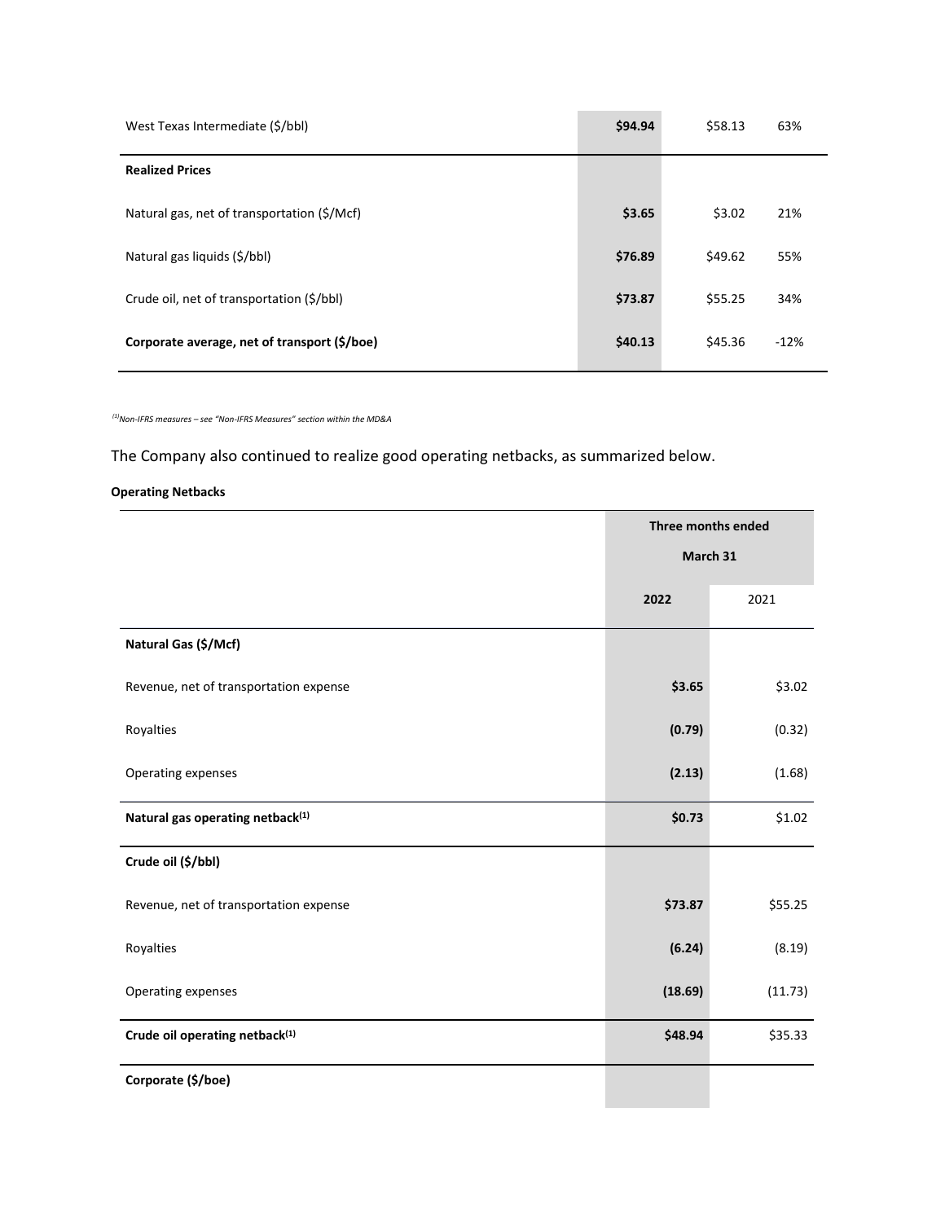| | | | |
|---|---|---|---|
| West Texas Intermediate ($/bbl) | **$94.94** | $58.13 | 63% |
| **Realized Prices** | | | |
| Natural gas, net of transportation ($/Mcf) | **$3.65** | $3.02 | 21% |
| Natural gas liquids ($/bbl) | **$76.89** | $49.62 | 55% |
| Crude oil, net of transportation ($/bbl) | **$73.87** | $55.25 | 34% |
| **Corporate average, net of transport ($/boe)** | **$40.13** | $45.36 | -12% |

*[1]Non-IFRS measures – see "Non-IFRS Measures" section within the MD&A*

The Company also continued to realize good operating netbacks, as summarized below.

**Operating Netbacks**

| | Three months ended March 31 | |
|---|---|---|
| | **2022** | 2021 |
| **Natural Gas ($/Mcf)** | | |
| Revenue, net of transportation expense | **$3.65** | $3.02 |
| Royalties | **(0.79)** | (0.32) |
| Operating expenses | **(2.13)** | (1.68) |
| **Natural gas operating netback[1]** | **$0.73** | $1.02 |
| **Crude oil ($/bbl)** | | |
| Revenue, net of transportation expense | **$73.87** | $55.25 |
| Royalties | **(6.24)** | (8.19) |
| Operating expenses | **(18.69)** | (11.73) |
| **Crude oil operating netback[1]** | **$48.94** | $35.33 |
| **Corporate ($/boe)** | | |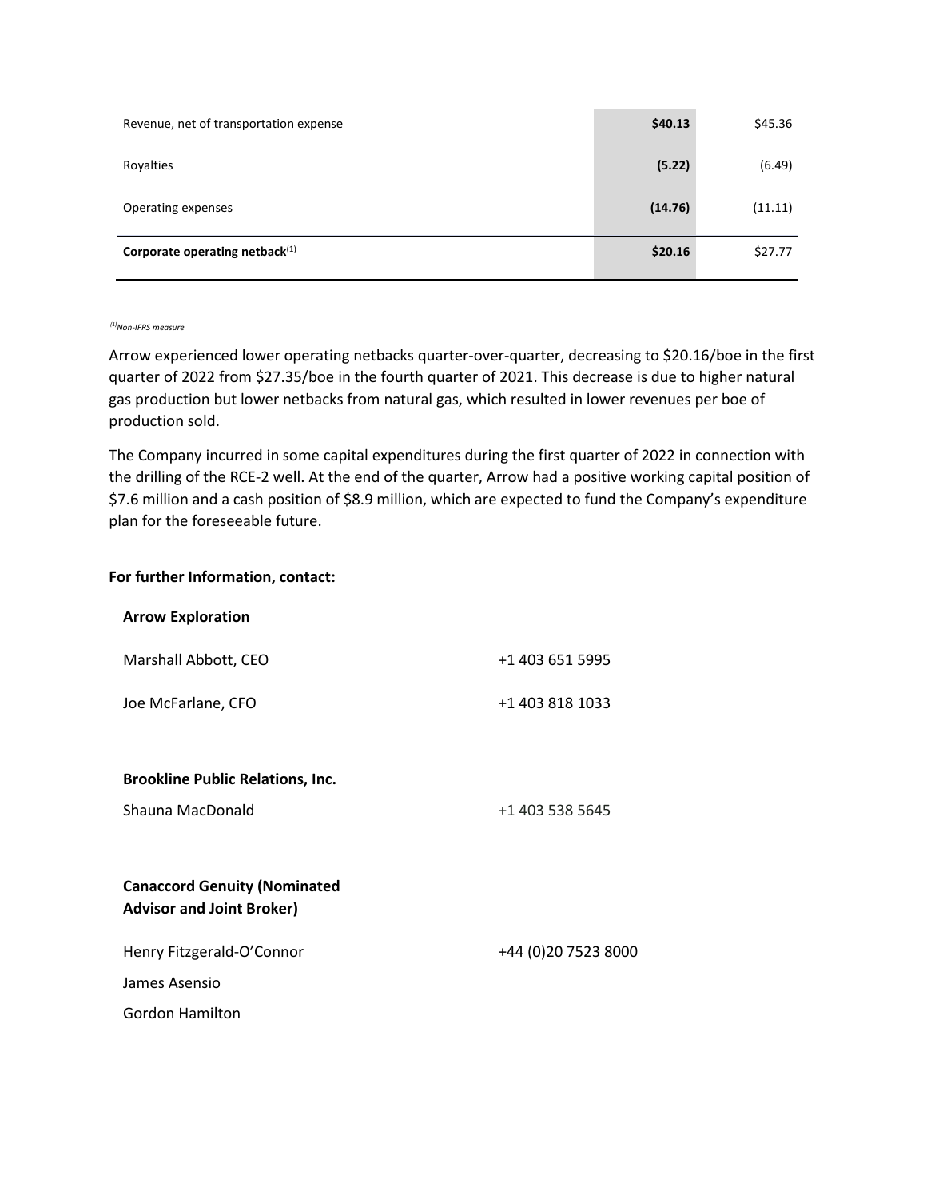| | | |
|---|---|---|
| Revenue, net of transportation expense | **$40.13** | $45.36 |
| Royalties | **(5.22)** | (6.49) |
| Operating expenses | **(14.76)** | (11.11) |
| **Corporate operating netback**(1) | **$20.16** | $27.77 |

*(1)Non-IFRS measure*

Arrow experienced lower operating netbacks quarter-over-quarter, decreasing to $20.16/boe in the first quarter of 2022 from $27.35/boe in the fourth quarter of 2021. This decrease is due to higher natural gas production but lower netbacks from natural gas, which resulted in lower revenues per boe of production sold.

The Company incurred in some capital expenditures during the first quarter of 2022 in connection with the drilling of the RCE-2 well. At the end of the quarter, Arrow had a positive working capital position of $7.6 million and a cash position of $8.9 million, which are expected to fund the Company's expenditure plan for the foreseeable future.

**For further Information, contact:**

| | |
|---|---|
| **Arrow Exploration** | |
| Marshall Abbott, CEO | +1 403 651 5995 |
| Joe McFarlane, CFO | +1 403 818 1033 |
| | |
| **Brookline Public Relations, Inc.** | |
| Shauna MacDonald | +1 403 538 5645 |
| | |
| **Canaccord Genuity (Nominated Advisor and Joint Broker)** | |
| Henry Fitzgerald-O'Connor | +44 (0)20 7523 8000 |
| James Asensio | |
| Gordon Hamilton | |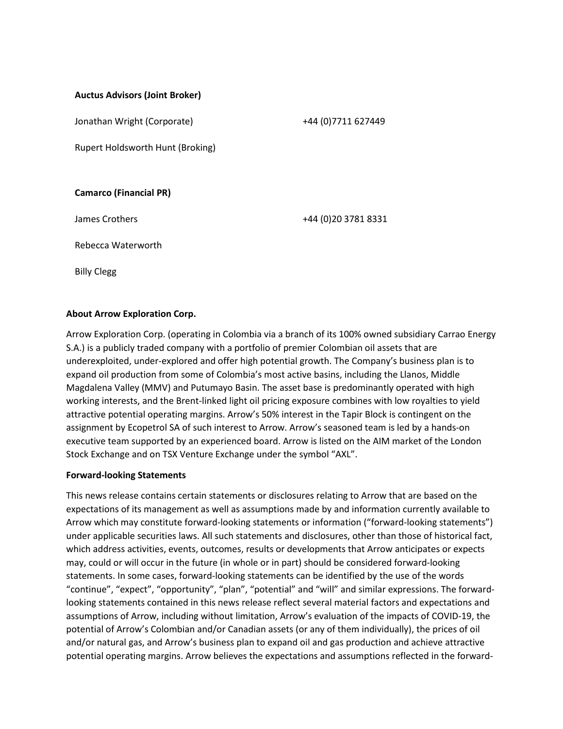**Auctus Advisors (Joint Broker)**

| | |
|---|---|
| Jonathan Wright (Corporate) | +44 (0)7711 627449 |
| Rupert Holdsworth Hunt (Broking) | |

**Camarco (Financial PR)**

| | |
|---|---|
| James Crothers | +44 (0)20 3781 8331 |
| Rebecca Waterworth | |
| Billy Clegg | |

**About Arrow Exploration Corp.**

Arrow Exploration Corp. (operating in Colombia via a branch of its 100% owned subsidiary Carrao Energy S.A.) is a publicly traded company with a portfolio of premier Colombian oil assets that are underexploited, under-explored and offer high potential growth. The Company's business plan is to expand oil production from some of Colombia's most active basins, including the Llanos, Middle Magdalena Valley (MMV) and Putumayo Basin. The asset base is predominantly operated with high working interests, and the Brent-linked light oil pricing exposure combines with low royalties to yield attractive potential operating margins. Arrow's 50% interest in the Tapir Block is contingent on the assignment by Ecopetrol SA of such interest to Arrow. Arrow's seasoned team is led by a hands-on executive team supported by an experienced board. Arrow is listed on the AIM market of the London Stock Exchange and on TSX Venture Exchange under the symbol "AXL".

**Forward-looking Statements**

This news release contains certain statements or disclosures relating to Arrow that are based on the expectations of its management as well as assumptions made by and information currently available to Arrow which may constitute forward-looking statements or information ("forward-looking statements") under applicable securities laws. All such statements and disclosures, other than those of historical fact, which address activities, events, outcomes, results or developments that Arrow anticipates or expects may, could or will occur in the future (in whole or in part) should be considered forward-looking statements. In some cases, forward-looking statements can be identified by the use of the words "continue", "expect", "opportunity", "plan", "potential" and "will" and similar expressions. The forward-looking statements contained in this news release reflect several material factors and expectations and assumptions of Arrow, including without limitation, Arrow's evaluation of the impacts of COVID-19, the potential of Arrow's Colombian and/or Canadian assets (or any of them individually), the prices of oil and/or natural gas, and Arrow's business plan to expand oil and gas production and achieve attractive potential operating margins. Arrow believes the expectations and assumptions reflected in the forward-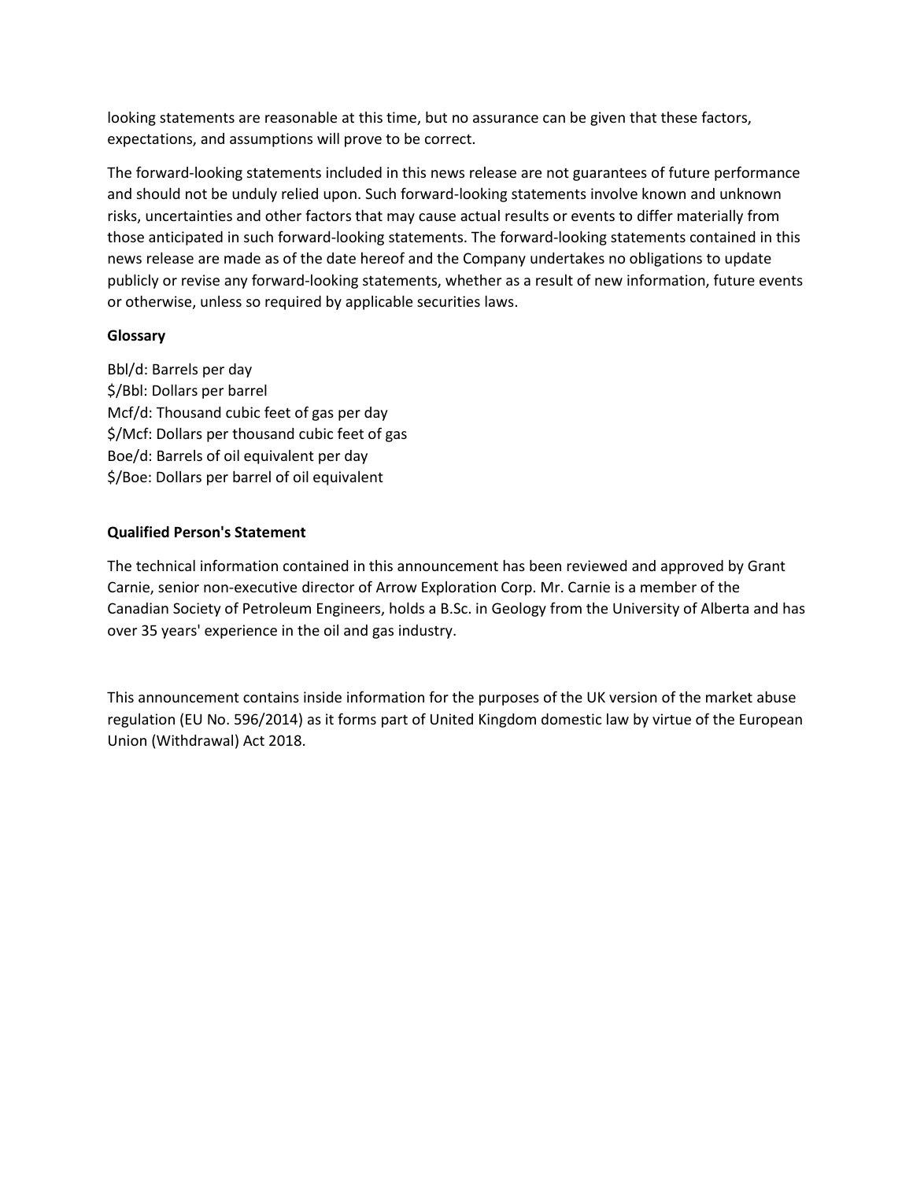looking statements are reasonable at this time, but no assurance can be given that these factors, expectations, and assumptions will prove to be correct.

The forward-looking statements included in this news release are not guarantees of future performance and should not be unduly relied upon. Such forward-looking statements involve known and unknown risks, uncertainties and other factors that may cause actual results or events to differ materially from those anticipated in such forward-looking statements. The forward-looking statements contained in this news release are made as of the date hereof and the Company undertakes no obligations to update publicly or revise any forward-looking statements, whether as a result of new information, future events or otherwise, unless so required by applicable securities laws.

**Glossary**

Bbl/d: Barrels per day
$/Bbl: Dollars per barrel
Mcf/d: Thousand cubic feet of gas per day
$/Mcf: Dollars per thousand cubic feet of gas
Boe/d: Barrels of oil equivalent per day
$/Boe: Dollars per barrel of oil equivalent

**Qualified Person's Statement**

The technical information contained in this announcement has been reviewed and approved by Grant Carnie, senior non-executive director of Arrow Exploration Corp. Mr. Carnie is a member of the Canadian Society of Petroleum Engineers, holds a B.Sc. in Geology from the University of Alberta and has over 35 years' experience in the oil and gas industry.

This announcement contains inside information for the purposes of the UK version of the market abuse regulation (EU No. 596/2014) as it forms part of United Kingdom domestic law by virtue of the European Union (Withdrawal) Act 2018.